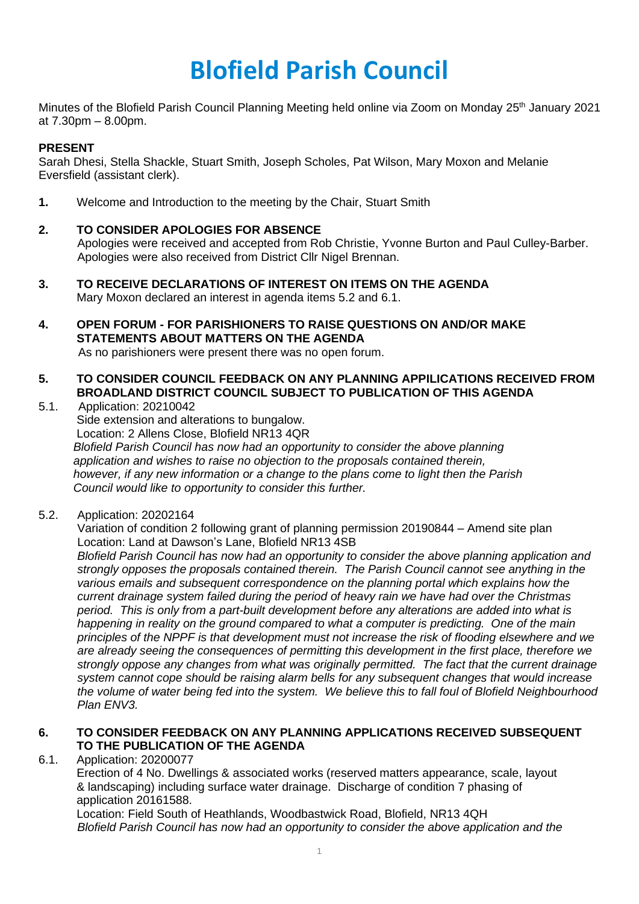# Blofield Parish Council

Minutes of the Blofield Parish Council Planning Meeting held online via Zoom on Monday 25th January 2021 at 7.30pm – 8.00pm.

**PRESENT**

Sarah Dhesi, Stella Shackle, Stuart Smith, Joseph Scholes, Pat Wilson, Mary Moxon and Melanie Eversfield (assistant clerk).

**1.** Welcome and Introduction to the meeting by the Chair, Stuart Smith

**2. TO CONSIDER APOLOGIES FOR ABSENCE**

Apologies were received and accepted from Rob Christie, Yvonne Burton and Paul Culley-Barber. Apologies were also received from District Cllr Nigel Brennan.

**3. TO RECEIVE DECLARATIONS OF INTEREST ON ITEMS ON THE AGENDA**

Mary Moxon declared an interest in agenda items 5.2 and 6.1.

**4. OPEN FORUM - FOR PARISHIONERS TO RAISE QUESTIONS ON AND/OR MAKE STATEMENTS ABOUT MATTERS ON THE AGENDA**

As no parishioners were present there was no open forum.

**5. TO CONSIDER COUNCIL FEEDBACK ON ANY PLANNING APPILICATIONS RECEIVED FROM BROADLAND DISTRICT COUNCIL SUBJECT TO PUBLICATION OF THIS AGENDA**

5.1. Application: 20210042
Side extension and alterations to bungalow.
Location: 2 Allens Close, Blofield NR13 4QR
*Blofield Parish Council has now had an opportunity to consider the above planning application and wishes to raise no objection to the proposals contained therein, however, if any new information or a change to the plans come to light then the Parish Council would like to opportunity to consider this further.*

5.2. Application: 20202164
Variation of condition 2 following grant of planning permission 20190844 – Amend site plan
Location: Land at Dawson's Lane, Blofield NR13 4SB
*Blofield Parish Council has now had an opportunity to consider the above planning application and strongly opposes the proposals contained therein. The Parish Council cannot see anything in the various emails and subsequent correspondence on the planning portal which explains how the current drainage system failed during the period of heavy rain we have had over the Christmas period. This is only from a part-built development before any alterations are added into what is happening in reality on the ground compared to what a computer is predicting. One of the main principles of the NPPF is that development must not increase the risk of flooding elsewhere and we are already seeing the consequences of permitting this development in the first place, therefore we strongly oppose any changes from what was originally permitted. The fact that the current drainage system cannot cope should be raising alarm bells for any subsequent changes that would increase the volume of water being fed into the system. We believe this to fall foul of Blofield Neighbourhood Plan ENV3.*

**6. TO CONSIDER FEEDBACK ON ANY PLANNING APPLICATIONS RECEIVED SUBSEQUENT TO THE PUBLICATION OF THE AGENDA**

6.1. Application: 20200077
Erection of 4 No. Dwellings & associated works (reserved matters appearance, scale, layout & landscaping) including surface water drainage. Discharge of condition 7 phasing of application 20161588.
Location: Field South of Heathlands, Woodbastwick Road, Blofield, NR13 4QH
*Blofield Parish Council has now had an opportunity to consider the above application and the*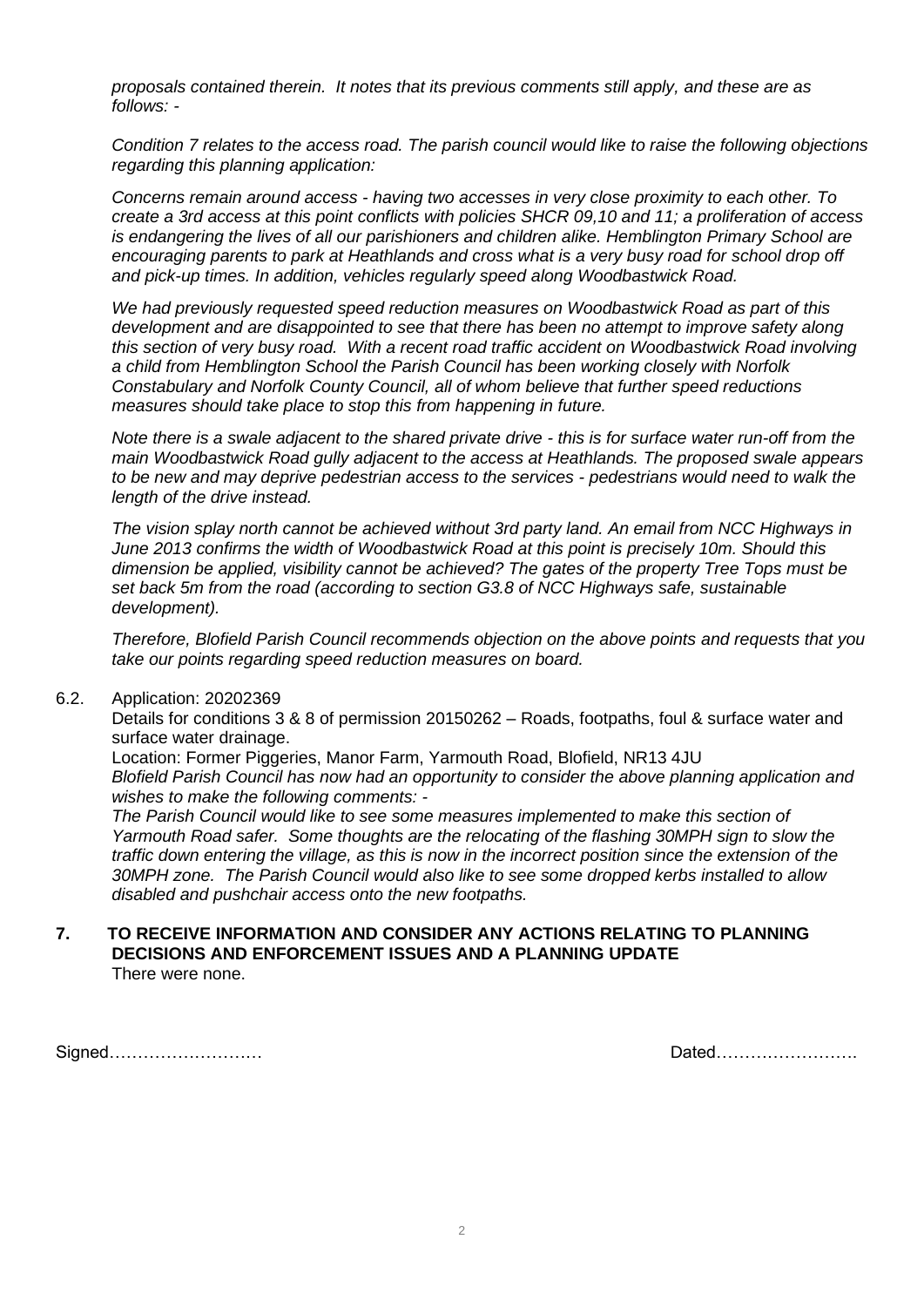*proposals contained therein. It notes that its previous comments still apply, and these are as follows: -*

*Condition 7 relates to the access road. The parish council would like to raise the following objections regarding this planning application:*

*Concerns remain around access - having two accesses in very close proximity to each other. To create a 3rd access at this point conflicts with policies SHCR 09,10 and 11; a proliferation of access is endangering the lives of all our parishioners and children alike. Hemblington Primary School are encouraging parents to park at Heathlands and cross what is a very busy road for school drop off and pick-up times. In addition, vehicles regularly speed along Woodbastwick Road.*

*We had previously requested speed reduction measures on Woodbastwick Road as part of this development and are disappointed to see that there has been no attempt to improve safety along this section of very busy road. With a recent road traffic accident on Woodbastwick Road involving a child from Hemblington School the Parish Council has been working closely with Norfolk Constabulary and Norfolk County Council, all of whom believe that further speed reductions measures should take place to stop this from happening in future.*

*Note there is a swale adjacent to the shared private drive - this is for surface water run-off from the main Woodbastwick Road gully adjacent to the access at Heathlands. The proposed swale appears to be new and may deprive pedestrian access to the services - pedestrians would need to walk the length of the drive instead.*

*The vision splay north cannot be achieved without 3rd party land. An email from NCC Highways in June 2013 confirms the width of Woodbastwick Road at this point is precisely 10m. Should this dimension be applied, visibility cannot be achieved? The gates of the property Tree Tops must be set back 5m from the road (according to section G3.8 of NCC Highways safe, sustainable development).*

*Therefore, Blofield Parish Council recommends objection on the above points and requests that you take our points regarding speed reduction measures on board.*

6.2. Application: 20202369
Details for conditions 3 & 8 of permission 20150262 – Roads, footpaths, foul & surface water and surface water drainage.
Location: Former Piggeries, Manor Farm, Yarmouth Road, Blofield, NR13 4JU
*Blofield Parish Council has now had an opportunity to consider the above planning application and wishes to make the following comments: -*
*The Parish Council would like to see some measures implemented to make this section of Yarmouth Road safer. Some thoughts are the relocating of the flashing 30MPH sign to slow the traffic down entering the village, as this is now in the incorrect position since the extension of the 30MPH zone. The Parish Council would also like to see some dropped kerbs installed to allow disabled and pushchair access onto the new footpaths.*

**7. TO RECEIVE INFORMATION AND CONSIDER ANY ACTIONS RELATING TO PLANNING DECISIONS AND ENFORCEMENT ISSUES AND A PLANNING UPDATE**
There were none.

Signed……………………… Dated…………………….